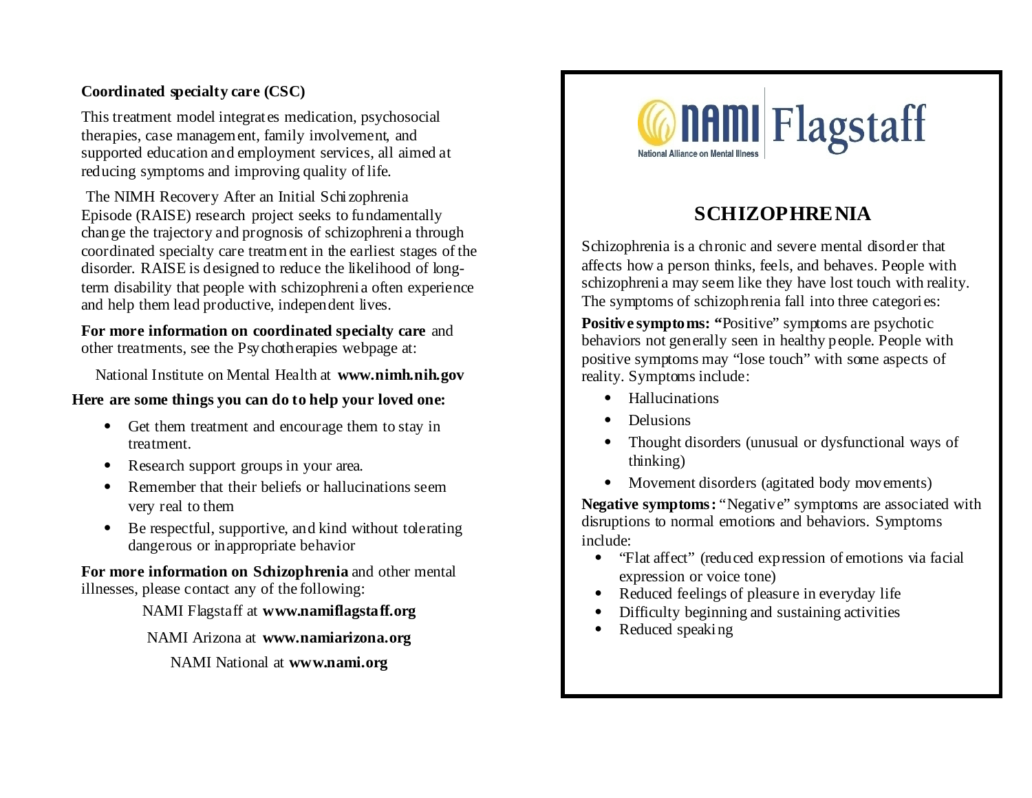**Coordinated specialty care (CSC)**

This treatment model integrates medication, psychosocial therapies, case management, family involvement, and supported education and employment services, all aimed at reducing symptoms and improving quality of life.

The NIMH Recovery After an Initial Schizophrenia Episode (RAISE) research project seeks to fundamentally change the trajectory and prognosis of schizophrenia through coordinated specialty care treatment in the earliest stages of the disorder. RAISE is designed to reduce the likelihood of long-term disability that people with schizophrenia often experience and help them lead productive, independent lives.

**For more information on coordinated specialty care** and other treatments, see the Psychotherapies webpage at:

National Institute on Mental Health at **www.nimh.nih.gov**

**Here are some things you can do to help your loved one:**

- Get them treatment and encourage them to stay in treatment.
- Research support groups in your area.
- Remember that their beliefs or hallucinations seem very real to them
- Be respectful, supportive, and kind without tolerating dangerous or inappropriate behavior

**For more information on Schizophrenia** and other mental illnesses, please contact any of the following:

NAMI Flagstaff at **www.namiflagstaff.org**

NAMI Arizona at **www.namiarizona.org**

NAMI National at **www.nami.org**

NAMI Flagstaff
National Alliance on Mental Illness

# SCHIZOPHRENIA

Schizophrenia is a chronic and severe mental disorder that affects how a person thinks, feels, and behaves. People with schizophrenia may seem like they have lost touch with reality. The symptoms of schizophrenia fall into three categories:

**Positive symptoms: "**Positive" symptoms are psychotic behaviors not generally seen in healthy people. People with positive symptoms may "lose touch" with some aspects of reality. Symptoms include:

- Hallucinations
- Delusions
- Thought disorders (unusual or dysfunctional ways of thinking)
- Movement disorders (agitated body movements)

**Negative symptoms:** "Negative" symptoms are associated with disruptions to normal emotions and behaviors. Symptoms include:

- "Flat affect" (reduced expression of emotions via facial expression or voice tone)
- Reduced feelings of pleasure in everyday life
- Difficulty beginning and sustaining activities
- Reduced speaking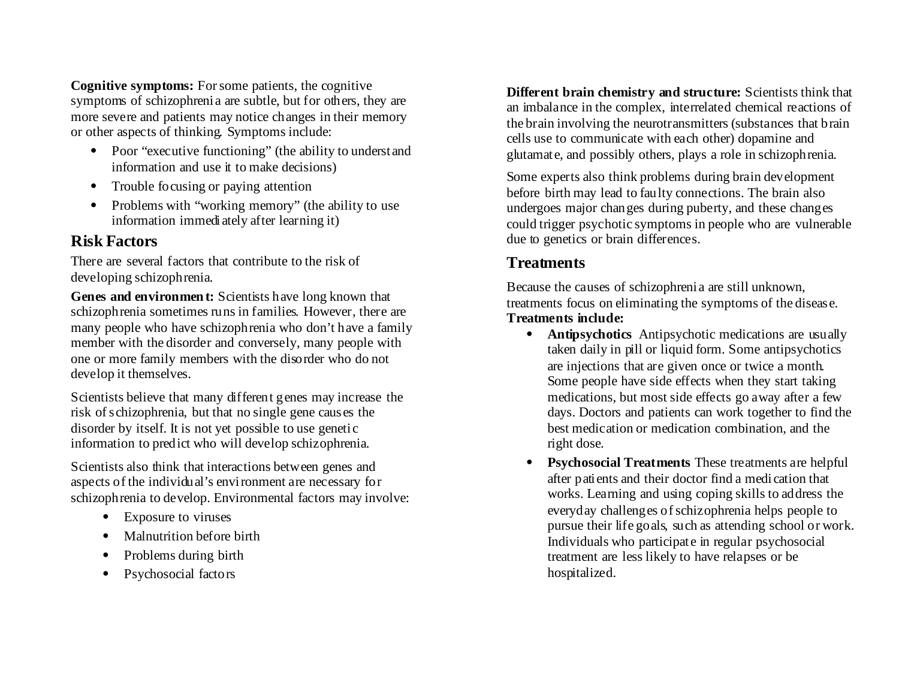**Cognitive symptoms:** For some patients, the cognitive symptoms of schizophrenia are subtle, but for others, they are more severe and patients may notice changes in their memory or other aspects of thinking. Symptoms include:

- Poor "executive functioning" (the ability to understand information and use it to make decisions)
- Trouble focusing or paying attention
- Problems with "working memory" (the ability to use information immediately after learning it)

## Risk Factors

There are several factors that contribute to the risk of developing schizophrenia.

**Genes and environment:** Scientists have long known that schizophrenia sometimes runs in families. However, there are many people who have schizophrenia who don't have a family member with the disorder and conversely, many people with one or more family members with the disorder who do not develop it themselves.

Scientists believe that many different genes may increase the risk of schizophrenia, but that no single gene causes the disorder by itself. It is not yet possible to use genetic information to predict who will develop schizophrenia.

Scientists also think that interactions between genes and aspects of the individual's environment are necessary for schizophrenia to develop. Environmental factors may involve:

- Exposure to viruses
- Malnutrition before birth
- Problems during birth
- Psychosocial factors

**Different brain chemistry and structure:** Scientists think that an imbalance in the complex, interrelated chemical reactions of the brain involving the neurotransmitters (substances that brain cells use to communicate with each other) dopamine and glutamate, and possibly others, plays a role in schizophrenia.

Some experts also think problems during brain development before birth may lead to faulty connections. The brain also undergoes major changes during puberty, and these changes could trigger psychotic symptoms in people who are vulnerable due to genetics or brain differences.

## Treatments

Because the causes of schizophrenia are still unknown, treatments focus on eliminating the symptoms of the disease.
**Treatments include:**

- **Antipsychotics** Antipsychotic medications are usually taken daily in pill or liquid form. Some antipsychotics are injections that are given once or twice a month. Some people have side effects when they start taking medications, but most side effects go away after a few days. Doctors and patients can work together to find the best medication or medication combination, and the right dose.
- **Psychosocial Treatments** These treatments are helpful after patients and their doctor find a medication that works. Learning and using coping skills to address the everyday challenges of schizophrenia helps people to pursue their life goals, such as attending school or work. Individuals who participate in regular psychosocial treatment are less likely to have relapses or be hospitalized.